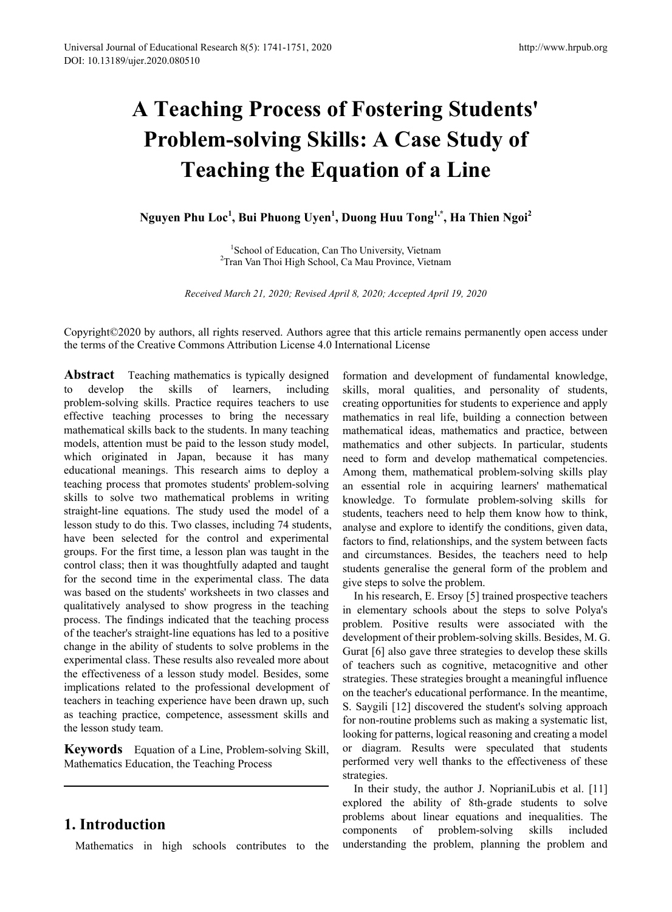# A Teaching Process of Fostering Students' Problem-solving Skills: A Case Study of Teaching the Equation of a Line

**Nguyen Phu Loc[1], Bui Phuong Uyen[1], Duong Huu Tong[1,*], Ha Thien Ngoi[2]**

[1]School of Education, Can Tho University, Vietnam
[2]Tran Van Thoi High School, Ca Mau Province, Vietnam

*Received March 21, 2020; Revised April 8, 2020; Accepted April 19, 2020*

Copyright©2020 by authors, all rights reserved. Authors agree that this article remains permanently open access under the terms of the Creative Commons Attribution License 4.0 International License

**Abstract** Teaching mathematics is typically designed to develop the skills of learners, including problem-solving skills. Practice requires teachers to use effective teaching processes to bring the necessary mathematical skills back to the students. In many teaching models, attention must be paid to the lesson study model, which originated in Japan, because it has many educational meanings. This research aims to deploy a teaching process that promotes students' problem-solving skills to solve two mathematical problems in writing straight-line equations. The study used the model of a lesson study to do this. Two classes, including 74 students, have been selected for the control and experimental groups. For the first time, a lesson plan was taught in the control class; then it was thoughtfully adapted and taught for the second time in the experimental class. The data was based on the students' worksheets in two classes and qualitatively analysed to show progress in the teaching process. The findings indicated that the teaching process of the teacher's straight-line equations has led to a positive change in the ability of students to solve problems in the experimental class. These results also revealed more about the effectiveness of a lesson study model. Besides, some implications related to the professional development of teachers in teaching experience have been drawn up, such as teaching practice, competence, assessment skills and the lesson study team.

**Keywords** Equation of a Line, Problem-solving Skill, Mathematics Education, the Teaching Process

## 1. Introduction

Mathematics in high schools contributes to the formation and development of fundamental knowledge, skills, moral qualities, and personality of students, creating opportunities for students to experience and apply mathematics in real life, building a connection between mathematical ideas, mathematics and practice, between mathematics and other subjects. In particular, students need to form and develop mathematical competencies. Among them, mathematical problem-solving skills play an essential role in acquiring learners' mathematical knowledge. To formulate problem-solving skills for students, teachers need to help them know how to think, analyse and explore to identify the conditions, given data, factors to find, relationships, and the system between facts and circumstances. Besides, the teachers need to help students generalise the general form of the problem and give steps to solve the problem.

In his research, E. Ersoy [5] trained prospective teachers in elementary schools about the steps to solve Polya's problem. Positive results were associated with the development of their problem-solving skills. Besides, M. G. Gurat [6] also gave three strategies to develop these skills of teachers such as cognitive, metacognitive and other strategies. These strategies brought a meaningful influence on the teacher's educational performance. In the meantime, S. Saygili [12] discovered the student's solving approach for non-routine problems such as making a systematic list, looking for patterns, logical reasoning and creating a model or diagram. Results were speculated that students performed very well thanks to the effectiveness of these strategies.

In their study, the author J. NoprianiLubis et al. [11] explored the ability of 8th-grade students to solve problems about linear equations and inequalities. The components of problem-solving skills included understanding the problem, planning the problem and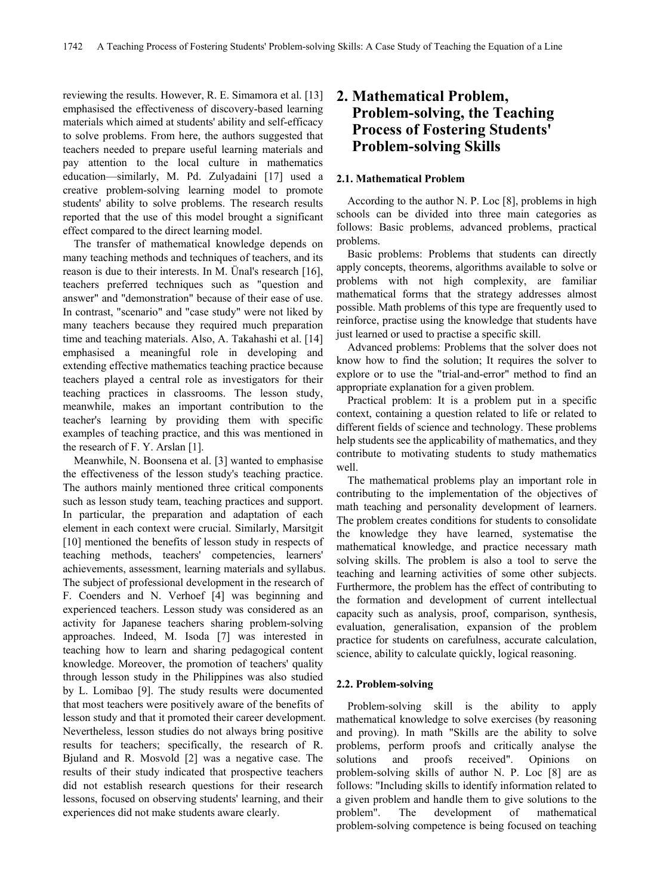reviewing the results. However, R. E. Simamora et al. [13] emphasised the effectiveness of discovery-based learning materials which aimed at students' ability and self-efficacy to solve problems. From here, the authors suggested that teachers needed to prepare useful learning materials and pay attention to the local culture in mathematics education—similarly, M. Pd. Zulyadaini [17] used a creative problem-solving learning model to promote students' ability to solve problems. The research results reported that the use of this model brought a significant effect compared to the direct learning model.

The transfer of mathematical knowledge depends on many teaching methods and techniques of teachers, and its reason is due to their interests. In M. Ünal's research [16], teachers preferred techniques such as "question and answer" and "demonstration" because of their ease of use. In contrast, "scenario" and "case study" were not liked by many teachers because they required much preparation time and teaching materials. Also, A. Takahashi et al. [14] emphasised a meaningful role in developing and extending effective mathematics teaching practice because teachers played a central role as investigators for their teaching practices in classrooms. The lesson study, meanwhile, makes an important contribution to the teacher's learning by providing them with specific examples of teaching practice, and this was mentioned in the research of F. Y. Arslan [1].

Meanwhile, N. Boonsena et al. [3] wanted to emphasise the effectiveness of the lesson study's teaching practice. The authors mainly mentioned three critical components such as lesson study team, teaching practices and support. In particular, the preparation and adaptation of each element in each context were crucial. Similarly, Marsitgit [10] mentioned the benefits of lesson study in respects of teaching methods, teachers' competencies, learners' achievements, assessment, learning materials and syllabus. The subject of professional development in the research of F. Coenders and N. Verhoef [4] was beginning and experienced teachers. Lesson study was considered as an activity for Japanese teachers sharing problem-solving approaches. Indeed, M. Isoda [7] was interested in teaching how to learn and sharing pedagogical content knowledge. Moreover, the promotion of teachers' quality through lesson study in the Philippines was also studied by L. Lomibao [9]. The study results were documented that most teachers were positively aware of the benefits of lesson study and that it promoted their career development. Nevertheless, lesson studies do not always bring positive results for teachers; specifically, the research of R. Bjuland and R. Mosvold [2] was a negative case. The results of their study indicated that prospective teachers did not establish research questions for their research lessons, focused on observing students' learning, and their experiences did not make students aware clearly.

## 2. Mathematical Problem, Problem-solving, the Teaching Process of Fostering Students' Problem-solving Skills

### 2.1. Mathematical Problem

According to the author N. P. Loc [8], problems in high schools can be divided into three main categories as follows: Basic problems, advanced problems, practical problems.

Basic problems: Problems that students can directly apply concepts, theorems, algorithms available to solve or problems with not high complexity, are familiar mathematical forms that the strategy addresses almost possible. Math problems of this type are frequently used to reinforce, practise using the knowledge that students have just learned or used to practise a specific skill.

Advanced problems: Problems that the solver does not know how to find the solution; It requires the solver to explore or to use the "trial-and-error" method to find an appropriate explanation for a given problem.

Practical problem: It is a problem put in a specific context, containing a question related to life or related to different fields of science and technology. These problems help students see the applicability of mathematics, and they contribute to motivating students to study mathematics well.

The mathematical problems play an important role in contributing to the implementation of the objectives of math teaching and personality development of learners. The problem creates conditions for students to consolidate the knowledge they have learned, systematise the mathematical knowledge, and practice necessary math solving skills. The problem is also a tool to serve the teaching and learning activities of some other subjects. Furthermore, the problem has the effect of contributing to the formation and development of current intellectual capacity such as analysis, proof, comparison, synthesis, evaluation, generalisation, expansion of the problem practice for students on carefulness, accurate calculation, science, ability to calculate quickly, logical reasoning.

### 2.2. Problem-solving

Problem-solving skill is the ability to apply mathematical knowledge to solve exercises (by reasoning and proving). In math "Skills are the ability to solve problems, perform proofs and critically analyse the solutions and proofs received". Opinions on problem-solving skills of author N. P. Loc [8] are as follows: "Including skills to identify information related to a given problem and handle them to give solutions to the problem". The development of mathematical problem-solving competence is being focused on teaching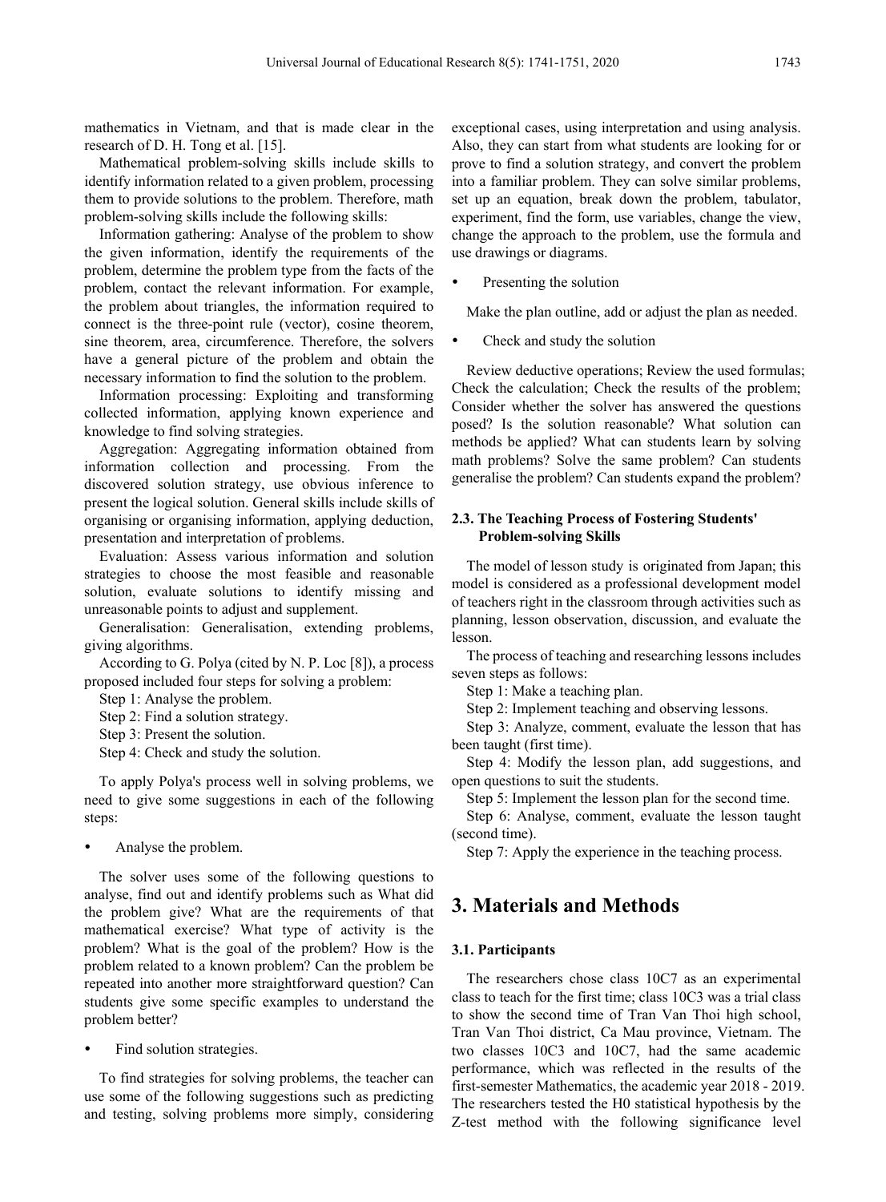mathematics in Vietnam, and that is made clear in the research of D. H. Tong et al. [15].

Mathematical problem-solving skills include skills to identify information related to a given problem, processing them to provide solutions to the problem. Therefore, math problem-solving skills include the following skills:

Information gathering: Analyse of the problem to show the given information, identify the requirements of the problem, determine the problem type from the facts of the problem, contact the relevant information. For example, the problem about triangles, the information required to connect is the three-point rule (vector), cosine theorem, sine theorem, area, circumference. Therefore, the solvers have a general picture of the problem and obtain the necessary information to find the solution to the problem.

Information processing: Exploiting and transforming collected information, applying known experience and knowledge to find solving strategies.

Aggregation: Aggregating information obtained from information collection and processing. From the discovered solution strategy, use obvious inference to present the logical solution. General skills include skills of organising or organising information, applying deduction, presentation and interpretation of problems.

Evaluation: Assess various information and solution strategies to choose the most feasible and reasonable solution, evaluate solutions to identify missing and unreasonable points to adjust and supplement.

Generalisation: Generalisation, extending problems, giving algorithms.

According to G. Polya (cited by N. P. Loc [8]), a process proposed included four steps for solving a problem:

Step 1: Analyse the problem.

Step 2: Find a solution strategy.

Step 3: Present the solution.

Step 4: Check and study the solution.

To apply Polya's process well in solving problems, we need to give some suggestions in each of the following steps:

- Analyse the problem.

The solver uses some of the following questions to analyse, find out and identify problems such as What did the problem give? What are the requirements of that mathematical exercise? What type of activity is the problem? What is the goal of the problem? How is the problem related to a known problem? Can the problem be repeated into another more straightforward question? Can students give some specific examples to understand the problem better?

- Find solution strategies.

To find strategies for solving problems, the teacher can use some of the following suggestions such as predicting and testing, solving problems more simply, considering exceptional cases, using interpretation and using analysis. Also, they can start from what students are looking for or prove to find a solution strategy, and convert the problem into a familiar problem. They can solve similar problems, set up an equation, break down the problem, tabulator, experiment, find the form, use variables, change the view, change the approach to the problem, use the formula and use drawings or diagrams.

- Presenting the solution

Make the plan outline, add or adjust the plan as needed.

- Check and study the solution

Review deductive operations; Review the used formulas; Check the calculation; Check the results of the problem; Consider whether the solver has answered the questions posed? Is the solution reasonable? What solution can methods be applied? What can students learn by solving math problems? Solve the same problem? Can students generalise the problem? Can students expand the problem?

### 2.3. The Teaching Process of Fostering Students' Problem-solving Skills

The model of lesson study is originated from Japan; this model is considered as a professional development model of teachers right in the classroom through activities such as planning, lesson observation, discussion, and evaluate the lesson.

The process of teaching and researching lessons includes seven steps as follows:

Step 1: Make a teaching plan.

Step 2: Implement teaching and observing lessons.

Step 3: Analyze, comment, evaluate the lesson that has been taught (first time).

Step 4: Modify the lesson plan, add suggestions, and open questions to suit the students.

Step 5: Implement the lesson plan for the second time.

Step 6: Analyse, comment, evaluate the lesson taught (second time).

Step 7: Apply the experience in the teaching process.

## 3. Materials and Methods

### 3.1. Participants

The researchers chose class 10C7 as an experimental class to teach for the first time; class 10C3 was a trial class to show the second time of Tran Van Thoi high school, Tran Van Thoi district, Ca Mau province, Vietnam. The two classes 10C3 and 10C7, had the same academic performance, which was reflected in the results of the first-semester Mathematics, the academic year 2018 - 2019. The researchers tested the H0 statistical hypothesis by the Z-test method with the following significance level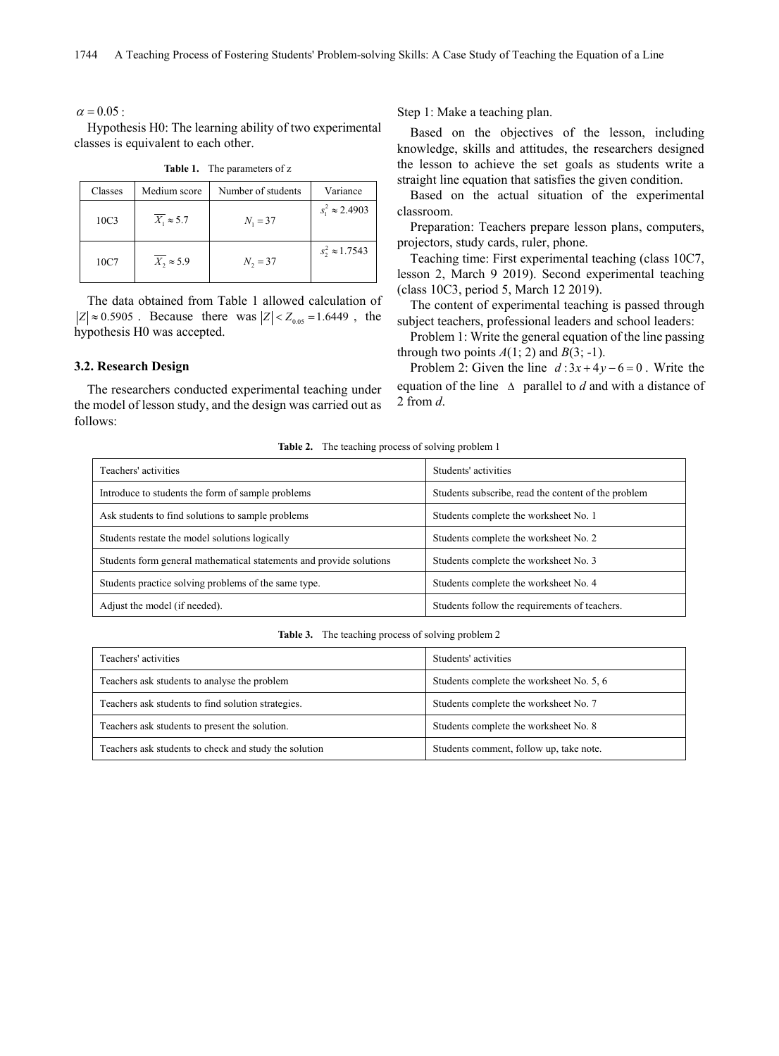$\alpha = 0.05$:

Hypothesis H0: The learning ability of two experimental classes is equivalent to each other.

**Table 1.** The parameters of z

| Classes | Medium score | Number of students | Variance |
|---|---|---|---|
| 10C3 | $\overline{X_1} \approx 5.7$ | $N_1 = 37$ | $s_1^2 \approx 2.4903$ |
| 10C7 | $\overline{X_2} \approx 5.9$ | $N_2 = 37$ | $s_2^2 \approx 1.7543$ |

The data obtained from Table 1 allowed calculation of $|Z| \approx 0.5905$. Because there was $|Z| < Z_{0.05} = 1.6449$, the hypothesis H0 was accepted.

### 3.2. Research Design

The researchers conducted experimental teaching under the model of lesson study, and the design was carried out as follows:

Step 1: Make a teaching plan.

Based on the objectives of the lesson, including knowledge, skills and attitudes, the researchers designed the lesson to achieve the set goals as students write a straight line equation that satisfies the given condition.

Based on the actual situation of the experimental classroom.

Preparation: Teachers prepare lesson plans, computers, projectors, study cards, ruler, phone.

Teaching time: First experimental teaching (class 10C7, lesson 2, March 9 2019). Second experimental teaching (class 10C3, period 5, March 12 2019).

The content of experimental teaching is passed through subject teachers, professional leaders and school leaders:

Problem 1: Write the general equation of the line passing through two points $A(1; 2)$ and $B(3; -1)$.

Problem 2: Given the line $d: 3x + 4y - 6 = 0$. Write the equation of the line $\Delta$ parallel to $d$ and with a distance of 2 from $d$.

**Table 2.** The teaching process of solving problem 1

| Teachers' activities | Students' activities |
|---|---|
| Introduce to students the form of sample problems | Students subscribe, read the content of the problem |
| Ask students to find solutions to sample problems | Students complete the worksheet No. 1 |
| Students restate the model solutions logically | Students complete the worksheet No. 2 |
| Students form general mathematical statements and provide solutions | Students complete the worksheet No. 3 |
| Students practice solving problems of the same type. | Students complete the worksheet No. 4 |
| Adjust the model (if needed). | Students follow the requirements of teachers. |

**Table 3.** The teaching process of solving problem 2

| Teachers' activities | Students' activities |
|---|---|
| Teachers ask students to analyse the problem | Students complete the worksheet No. 5, 6 |
| Teachers ask students to find solution strategies. | Students complete the worksheet No. 7 |
| Teachers ask students to present the solution. | Students complete the worksheet No. 8 |
| Teachers ask students to check and study the solution | Students comment, follow up, take note. |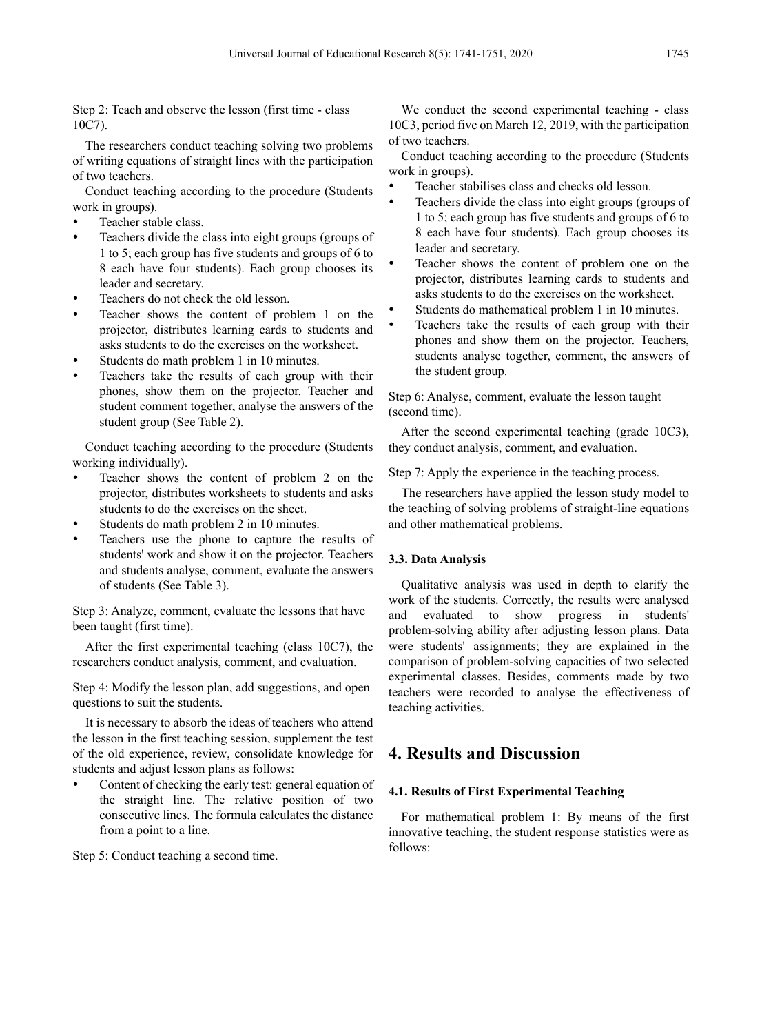Step 2: Teach and observe the lesson (first time - class 10C7).

The researchers conduct teaching solving two problems of writing equations of straight lines with the participation of two teachers.

Conduct teaching according to the procedure (Students work in groups).

- Teacher stable class.
- Teachers divide the class into eight groups (groups of 1 to 5; each group has five students and groups of 6 to 8 each have four students). Each group chooses its leader and secretary.
- Teachers do not check the old lesson.
- Teacher shows the content of problem 1 on the projector, distributes learning cards to students and asks students to do the exercises on the worksheet.
- Students do math problem 1 in 10 minutes.
- Teachers take the results of each group with their phones, show them on the projector. Teacher and student comment together, analyse the answers of the student group (See Table 2).

Conduct teaching according to the procedure (Students working individually).

- Teacher shows the content of problem 2 on the projector, distributes worksheets to students and asks students to do the exercises on the sheet.
- Students do math problem 2 in 10 minutes.
- Teachers use the phone to capture the results of students' work and show it on the projector. Teachers and students analyse, comment, evaluate the answers of students (See Table 3).

Step 3: Analyze, comment, evaluate the lessons that have been taught (first time).

After the first experimental teaching (class 10C7), the researchers conduct analysis, comment, and evaluation.

Step 4: Modify the lesson plan, add suggestions, and open questions to suit the students.

It is necessary to absorb the ideas of teachers who attend the lesson in the first teaching session, supplement the test of the old experience, review, consolidate knowledge for students and adjust lesson plans as follows:

- Content of checking the early test: general equation of the straight line. The relative position of two consecutive lines. The formula calculates the distance from a point to a line.

Step 5: Conduct teaching a second time.

We conduct the second experimental teaching - class 10C3, period five on March 12, 2019, with the participation of two teachers.

Conduct teaching according to the procedure (Students work in groups).

- Teacher stabilises class and checks old lesson.
- Teachers divide the class into eight groups (groups of 1 to 5; each group has five students and groups of 6 to 8 each have four students). Each group chooses its leader and secretary.
- Teacher shows the content of problem one on the projector, distributes learning cards to students and asks students to do the exercises on the worksheet.
- Students do mathematical problem 1 in 10 minutes.
- Teachers take the results of each group with their phones and show them on the projector. Teachers, students analyse together, comment, the answers of the student group.

Step 6: Analyse, comment, evaluate the lesson taught (second time).

After the second experimental teaching (grade 10C3), they conduct analysis, comment, and evaluation.

Step 7: Apply the experience in the teaching process.

The researchers have applied the lesson study model to the teaching of solving problems of straight-line equations and other mathematical problems.

### 3.3. Data Analysis

Qualitative analysis was used in depth to clarify the work of the students. Correctly, the results were analysed and evaluated to show progress in students' problem-solving ability after adjusting lesson plans. Data were students' assignments; they are explained in the comparison of problem-solving capacities of two selected experimental classes. Besides, comments made by two teachers were recorded to analyse the effectiveness of teaching activities.

# 4. Results and Discussion

### 4.1. Results of First Experimental Teaching

For mathematical problem 1: By means of the first innovative teaching, the student response statistics were as follows: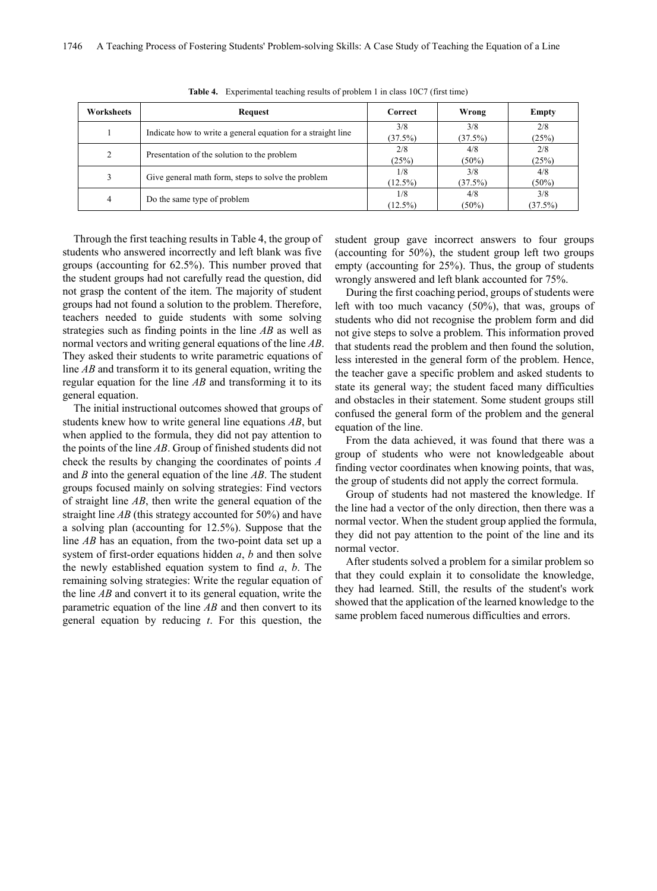**Table 4.** Experimental teaching results of problem 1 in class 10C7 (first time)

| Worksheets | Request | Correct | Wrong | Empty |
|---|---|---|---|---|
| 1 | Indicate how to write a general equation for a straight line | 3/8 (37.5%) | 3/8 (37.5%) | 2/8 (25%) |
| 2 | Presentation of the solution to the problem | 2/8 (25%) | 4/8 (50%) | 2/8 (25%) |
| 3 | Give general math form, steps to solve the problem | 1/8 (12.5%) | 3/8 (37.5%) | 4/8 (50%) |
| 4 | Do the same type of problem | 1/8 (12.5%) | 4/8 (50%) | 3/8 (37.5%) |

Through the first teaching results in Table 4, the group of students who answered incorrectly and left blank was five groups (accounting for 62.5%). This number proved that the student groups had not carefully read the question, did not grasp the content of the item. The majority of student groups had not found a solution to the problem. Therefore, teachers needed to guide students with some solving strategies such as finding points in the line *AB* as well as normal vectors and writing general equations of the line *AB*. They asked their students to write parametric equations of line *AB* and transform it to its general equation, writing the regular equation for the line *AB* and transforming it to its general equation.

The initial instructional outcomes showed that groups of students knew how to write general line equations *AB*, but when applied to the formula, they did not pay attention to the points of the line *AB*. Group of finished students did not check the results by changing the coordinates of points *A* and *B* into the general equation of the line *AB*. The student groups focused mainly on solving strategies: Find vectors of straight line *AB*, then write the general equation of the straight line *AB* (this strategy accounted for 50%) and have a solving plan (accounting for 12.5%). Suppose that the line *AB* has an equation, from the two-point data set up a system of first-order equations hidden *a*, *b* and then solve the newly established equation system to find *a*, *b*. The remaining solving strategies: Write the regular equation of the line *AB* and convert it to its general equation, write the parametric equation of the line *AB* and then convert to its general equation by reducing *t*. For this question, the student group gave incorrect answers to four groups (accounting for 50%), the student group left two groups empty (accounting for 25%). Thus, the group of students wrongly answered and left blank accounted for 75%.

During the first coaching period, groups of students were left with too much vacancy (50%), that was, groups of students who did not recognise the problem form and did not give steps to solve a problem. This information proved that students read the problem and then found the solution, less interested in the general form of the problem. Hence, the teacher gave a specific problem and asked students to state its general way; the student faced many difficulties and obstacles in their statement. Some student groups still confused the general form of the problem and the general equation of the line.

From the data achieved, it was found that there was a group of students who were not knowledgeable about finding vector coordinates when knowing points, that was, the group of students did not apply the correct formula.

Group of students had not mastered the knowledge. If the line had a vector of the only direction, then there was a normal vector. When the student group applied the formula, they did not pay attention to the point of the line and its normal vector.

After students solved a problem for a similar problem so that they could explain it to consolidate the knowledge, they had learned. Still, the results of the student's work showed that the application of the learned knowledge to the same problem faced numerous difficulties and errors.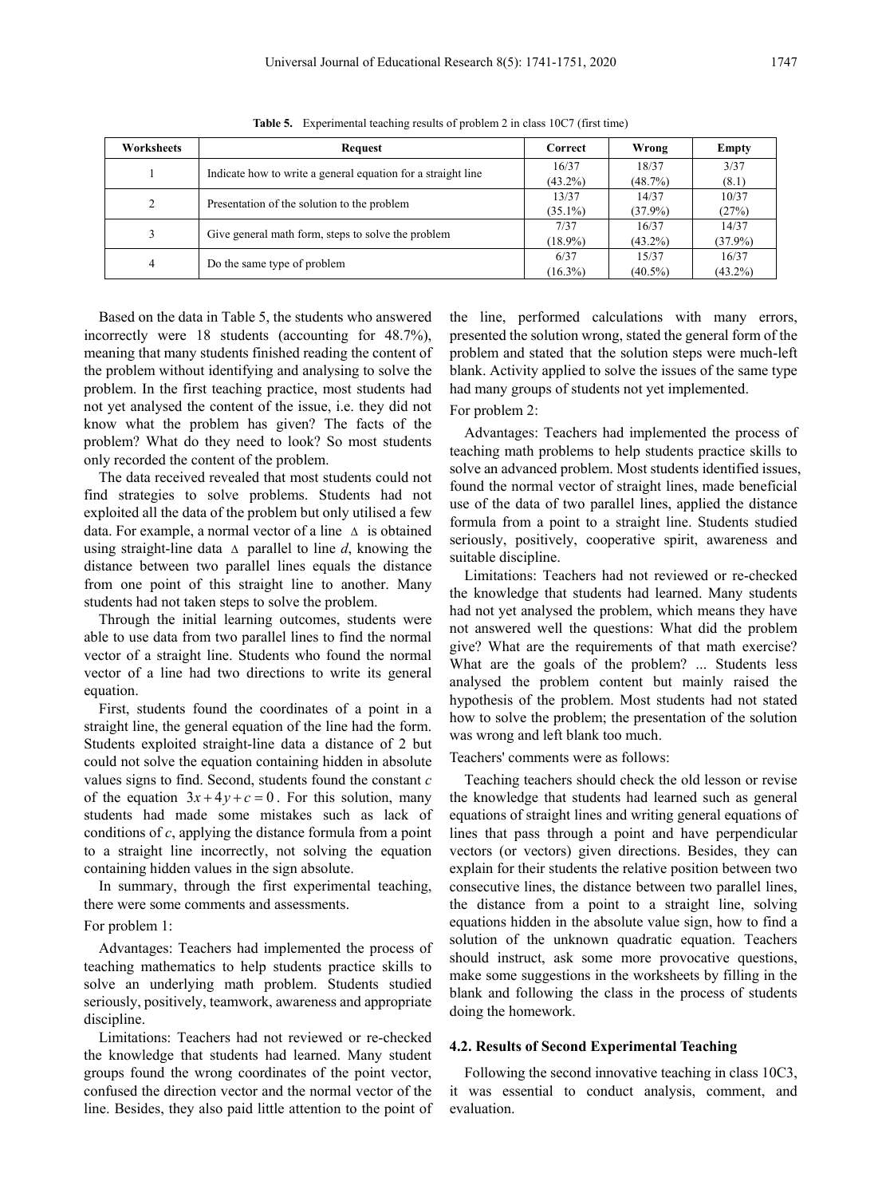**Table 5.** Experimental teaching results of problem 2 in class 10C7 (first time)

| Worksheets | Request | Correct | Wrong | Empty |
|---|---|---|---|---|
| 1 | Indicate how to write a general equation for a straight line | 16/37 (43.2%) | 18/37 (48.7%) | 3/37 (8.1) |
| 2 | Presentation of the solution to the problem | 13/37 (35.1%) | 14/37 (37.9%) | 10/37 (27%) |
| 3 | Give general math form, steps to solve the problem | 7/37 (18.9%) | 16/37 (43.2%) | 14/37 (37.9%) |
| 4 | Do the same type of problem | 6/37 (16.3%) | 15/37 (40.5%) | 16/37 (43.2%) |

Based on the data in Table 5, the students who answered incorrectly were 18 students (accounting for 48.7%), meaning that many students finished reading the content of the problem without identifying and analysing to solve the problem. In the first teaching practice, most students had not yet analysed the content of the issue, i.e. they did not know what the problem has given? The facts of the problem? What do they need to look? So most students only recorded the content of the problem.

The data received revealed that most students could not find strategies to solve problems. Students had not exploited all the data of the problem but only utilised a few data. For example, a normal vector of a line $\Delta$ is obtained using straight-line data $\Delta$ parallel to line *d*, knowing the distance between two parallel lines equals the distance from one point of this straight line to another. Many students had not taken steps to solve the problem.

Through the initial learning outcomes, students were able to use data from two parallel lines to find the normal vector of a straight line. Students who found the normal vector of a line had two directions to write its general equation.

First, students found the coordinates of a point in a straight line, the general equation of the line had the form. Students exploited straight-line data a distance of 2 but could not solve the equation containing hidden in absolute values signs to find. Second, students found the constant *c* of the equation $3x+4y+c=0$. For this solution, many students had made some mistakes such as lack of conditions of *c*, applying the distance formula from a point to a straight line incorrectly, not solving the equation containing hidden values in the sign absolute.

In summary, through the first experimental teaching, there were some comments and assessments.

For problem 1:

Advantages: Teachers had implemented the process of teaching mathematics to help students practice skills to solve an underlying math problem. Students studied seriously, positively, teamwork, awareness and appropriate discipline.

Limitations: Teachers had not reviewed or re-checked the knowledge that students had learned. Many student groups found the wrong coordinates of the point vector, confused the direction vector and the normal vector of the line. Besides, they also paid little attention to the point of the line, performed calculations with many errors, presented the solution wrong, stated the general form of the problem and stated that the solution steps were much-left blank. Activity applied to solve the issues of the same type had many groups of students not yet implemented.

For problem 2:

Advantages: Teachers had implemented the process of teaching math problems to help students practice skills to solve an advanced problem. Most students identified issues, found the normal vector of straight lines, made beneficial use of the data of two parallel lines, applied the distance formula from a point to a straight line. Students studied seriously, positively, cooperative spirit, awareness and suitable discipline.

Limitations: Teachers had not reviewed or re-checked the knowledge that students had learned. Many students had not yet analysed the problem, which means they have not answered well the questions: What did the problem give? What are the requirements of that math exercise? What are the goals of the problem? ... Students less analysed the problem content but mainly raised the hypothesis of the problem. Most students had not stated how to solve the problem; the presentation of the solution was wrong and left blank too much.

Teachers' comments were as follows:

Teaching teachers should check the old lesson or revise the knowledge that students had learned such as general equations of straight lines and writing general equations of lines that pass through a point and have perpendicular vectors (or vectors) given directions. Besides, they can explain for their students the relative position between two consecutive lines, the distance between two parallel lines, the distance from a point to a straight line, solving equations hidden in the absolute value sign, how to find a solution of the unknown quadratic equation. Teachers should instruct, ask some more provocative questions, make some suggestions in the worksheets by filling in the blank and following the class in the process of students doing the homework.

### 4.2. Results of Second Experimental Teaching

Following the second innovative teaching in class 10C3, it was essential to conduct analysis, comment, and evaluation.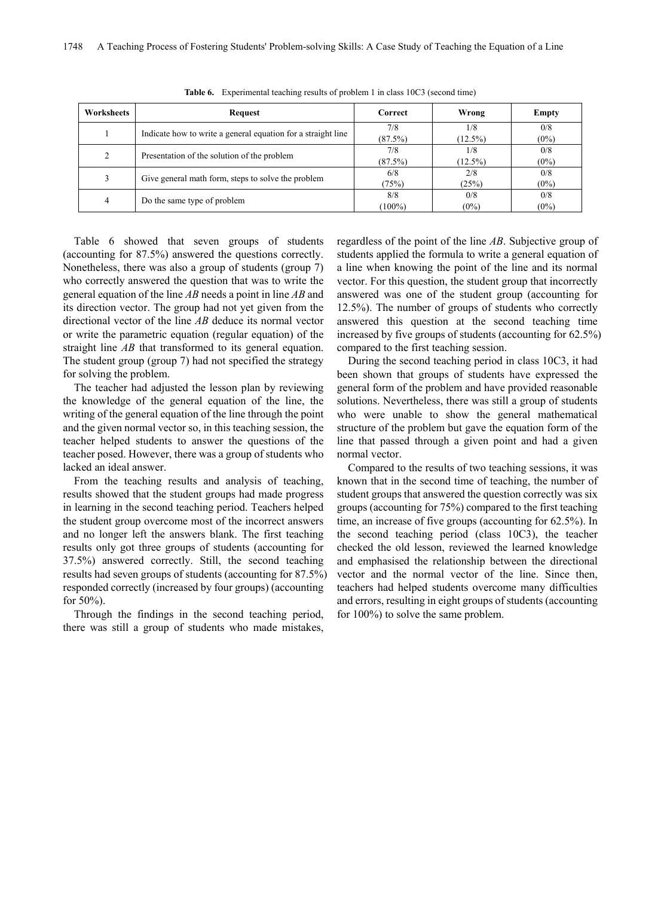**Table 6.** Experimental teaching results of problem 1 in class 10C3 (second time)

| Worksheets | Request | Correct | Wrong | Empty |
|---|---|---|---|---|
| 1 | Indicate how to write a general equation for a straight line | 7/8 (87.5%) | 1/8 (12.5%) | 0/8 (0%) |
| 2 | Presentation of the solution of the problem | 7/8 (87.5%) | 1/8 (12.5%) | 0/8 (0%) |
| 3 | Give general math form, steps to solve the problem | 6/8 (75%) | 2/8 (25%) | 0/8 (0%) |
| 4 | Do the same type of problem | 8/8 (100%) | 0/8 (0%) | 0/8 (0%) |

Table 6 showed that seven groups of students (accounting for 87.5%) answered the questions correctly. Nonetheless, there was also a group of students (group 7) who correctly answered the question that was to write the general equation of the line *AB* needs a point in line *AB* and its direction vector. The group had not yet given from the directional vector of the line *AB* deduce its normal vector or write the parametric equation (regular equation) of the straight line *AB* that transformed to its general equation. The student group (group 7) had not specified the strategy for solving the problem.

The teacher had adjusted the lesson plan by reviewing the knowledge of the general equation of the line, the writing of the general equation of the line through the point and the given normal vector so, in this teaching session, the teacher helped students to answer the questions of the teacher posed. However, there was a group of students who lacked an ideal answer.

From the teaching results and analysis of teaching, results showed that the student groups had made progress in learning in the second teaching period. Teachers helped the student group overcome most of the incorrect answers and no longer left the answers blank. The first teaching results only got three groups of students (accounting for 37.5%) answered correctly. Still, the second teaching results had seven groups of students (accounting for 87.5%) responded correctly (increased by four groups) (accounting for 50%).

Through the findings in the second teaching period, there was still a group of students who made mistakes, regardless of the point of the line *AB*. Subjective group of students applied the formula to write a general equation of a line when knowing the point of the line and its normal vector. For this question, the student group that incorrectly answered was one of the student group (accounting for 12.5%). The number of groups of students who correctly answered this question at the second teaching time increased by five groups of students (accounting for 62.5%) compared to the first teaching session.

During the second teaching period in class 10C3, it had been shown that groups of students have expressed the general form of the problem and have provided reasonable solutions. Nevertheless, there was still a group of students who were unable to show the general mathematical structure of the problem but gave the equation form of the line that passed through a given point and had a given normal vector.

Compared to the results of two teaching sessions, it was known that in the second time of teaching, the number of student groups that answered the question correctly was six groups (accounting for 75%) compared to the first teaching time, an increase of five groups (accounting for 62.5%). In the second teaching period (class 10C3), the teacher checked the old lesson, reviewed the learned knowledge and emphasised the relationship between the directional vector and the normal vector of the line. Since then, teachers had helped students overcome many difficulties and errors, resulting in eight groups of students (accounting for 100%) to solve the same problem.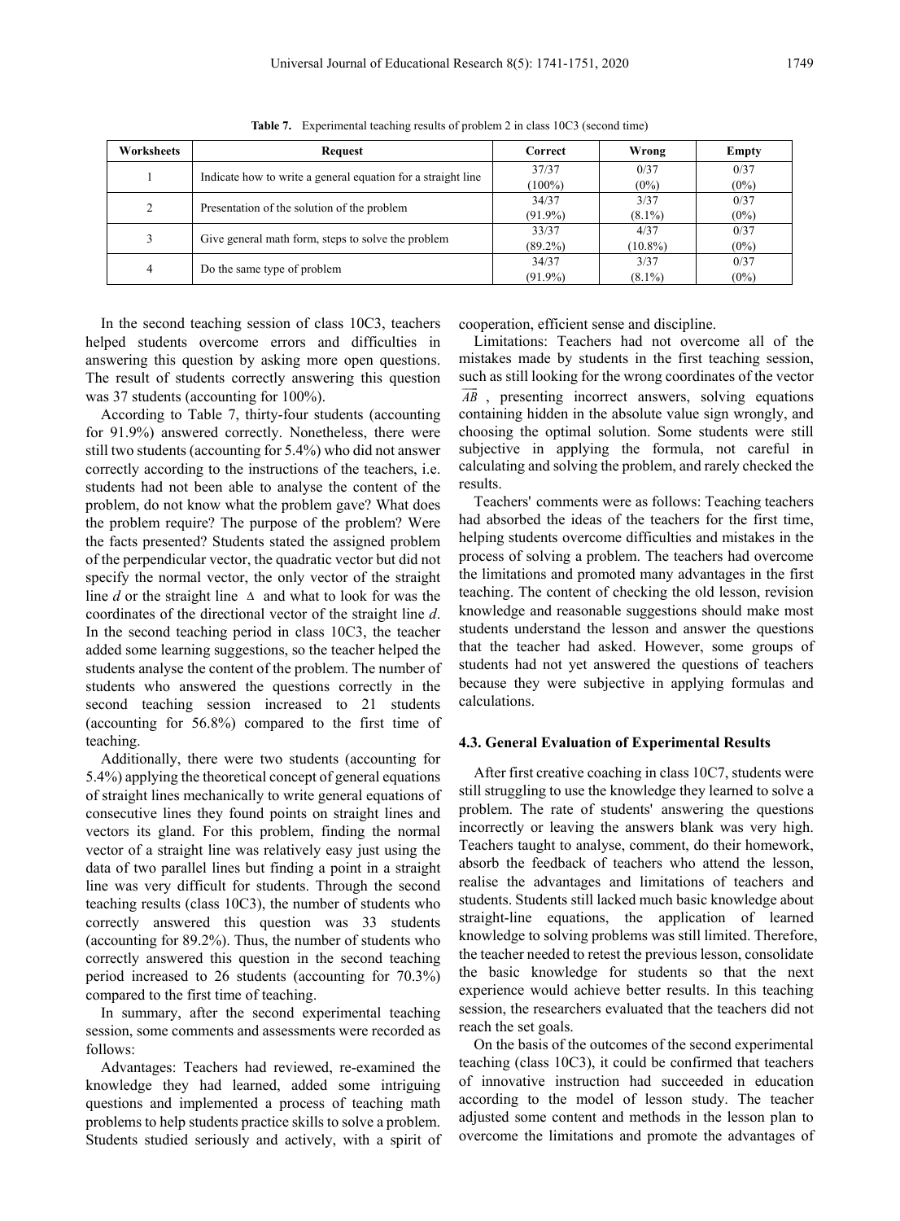**Table 7.** Experimental teaching results of problem 2 in class 10C3 (second time)

| Worksheets | Request | Correct | Wrong | Empty |
|---|---|---|---|---|
| 1 | Indicate how to write a general equation for a straight line | 37/37 (100%) | 0/37 (0%) | 0/37 (0%) |
| 2 | Presentation of the solution of the problem | 34/37 (91.9%) | 3/37 (8.1%) | 0/37 (0%) |
| 3 | Give general math form, steps to solve the problem | 33/37 (89.2%) | 4/37 (10.8%) | 0/37 (0%) |
| 4 | Do the same type of problem | 34/37 (91.9%) | 3/37 (8.1%) | 0/37 (0%) |

In the second teaching session of class 10C3, teachers helped students overcome errors and difficulties in answering this question by asking more open questions. The result of students correctly answering this question was 37 students (accounting for 100%).

According to Table 7, thirty-four students (accounting for 91.9%) answered correctly. Nonetheless, there were still two students (accounting for 5.4%) who did not answer correctly according to the instructions of the teachers, i.e. students had not been able to analyse the content of the problem, do not know what the problem gave? What does the problem require? The purpose of the problem? Were the facts presented? Students stated the assigned problem of the perpendicular vector, the quadratic vector but did not specify the normal vector, the only vector of the straight line *d* or the straight line $\Delta$ and what to look for was the coordinates of the directional vector of the straight line *d*. In the second teaching period in class 10C3, the teacher added some learning suggestions, so the teacher helped the students analyse the content of the problem. The number of students who answered the questions correctly in the second teaching session increased to 21 students (accounting for 56.8%) compared to the first time of teaching.

Additionally, there were two students (accounting for 5.4%) applying the theoretical concept of general equations of straight lines mechanically to write general equations of consecutive lines they found points on straight lines and vectors its gland. For this problem, finding the normal vector of a straight line was relatively easy just using the data of two parallel lines but finding a point in a straight line was very difficult for students. Through the second teaching results (class 10C3), the number of students who correctly answered this question was 33 students (accounting for 89.2%). Thus, the number of students who correctly answered this question in the second teaching period increased to 26 students (accounting for 70.3%) compared to the first time of teaching.

In summary, after the second experimental teaching session, some comments and assessments were recorded as follows:

Advantages: Teachers had reviewed, re-examined the knowledge they had learned, added some intriguing questions and implemented a process of teaching math problems to help students practice skills to solve a problem. Students studied seriously and actively, with a spirit of cooperation, efficient sense and discipline.

Limitations: Teachers had not overcome all of the mistakes made by students in the first teaching session, such as still looking for the wrong coordinates of the vector $\overrightarrow{AB}$, presenting incorrect answers, solving equations containing hidden in the absolute value sign wrongly, and choosing the optimal solution. Some students were still subjective in applying the formula, not careful in calculating and solving the problem, and rarely checked the results.

Teachers' comments were as follows: Teaching teachers had absorbed the ideas of the teachers for the first time, helping students overcome difficulties and mistakes in the process of solving a problem. The teachers had overcome the limitations and promoted many advantages in the first teaching. The content of checking the old lesson, revision knowledge and reasonable suggestions should make most students understand the lesson and answer the questions that the teacher had asked. However, some groups of students had not yet answered the questions of teachers because they were subjective in applying formulas and calculations.

### 4.3. General Evaluation of Experimental Results

After first creative coaching in class 10C7, students were still struggling to use the knowledge they learned to solve a problem. The rate of students' answering the questions incorrectly or leaving the answers blank was very high. Teachers taught to analyse, comment, do their homework, absorb the feedback of teachers who attend the lesson, realise the advantages and limitations of teachers and students. Students still lacked much basic knowledge about straight-line equations, the application of learned knowledge to solving problems was still limited. Therefore, the teacher needed to retest the previous lesson, consolidate the basic knowledge for students so that the next experience would achieve better results. In this teaching session, the researchers evaluated that the teachers did not reach the set goals.

On the basis of the outcomes of the second experimental teaching (class 10C3), it could be confirmed that teachers of innovative instruction had succeeded in education according to the model of lesson study. The teacher adjusted some content and methods in the lesson plan to overcome the limitations and promote the advantages of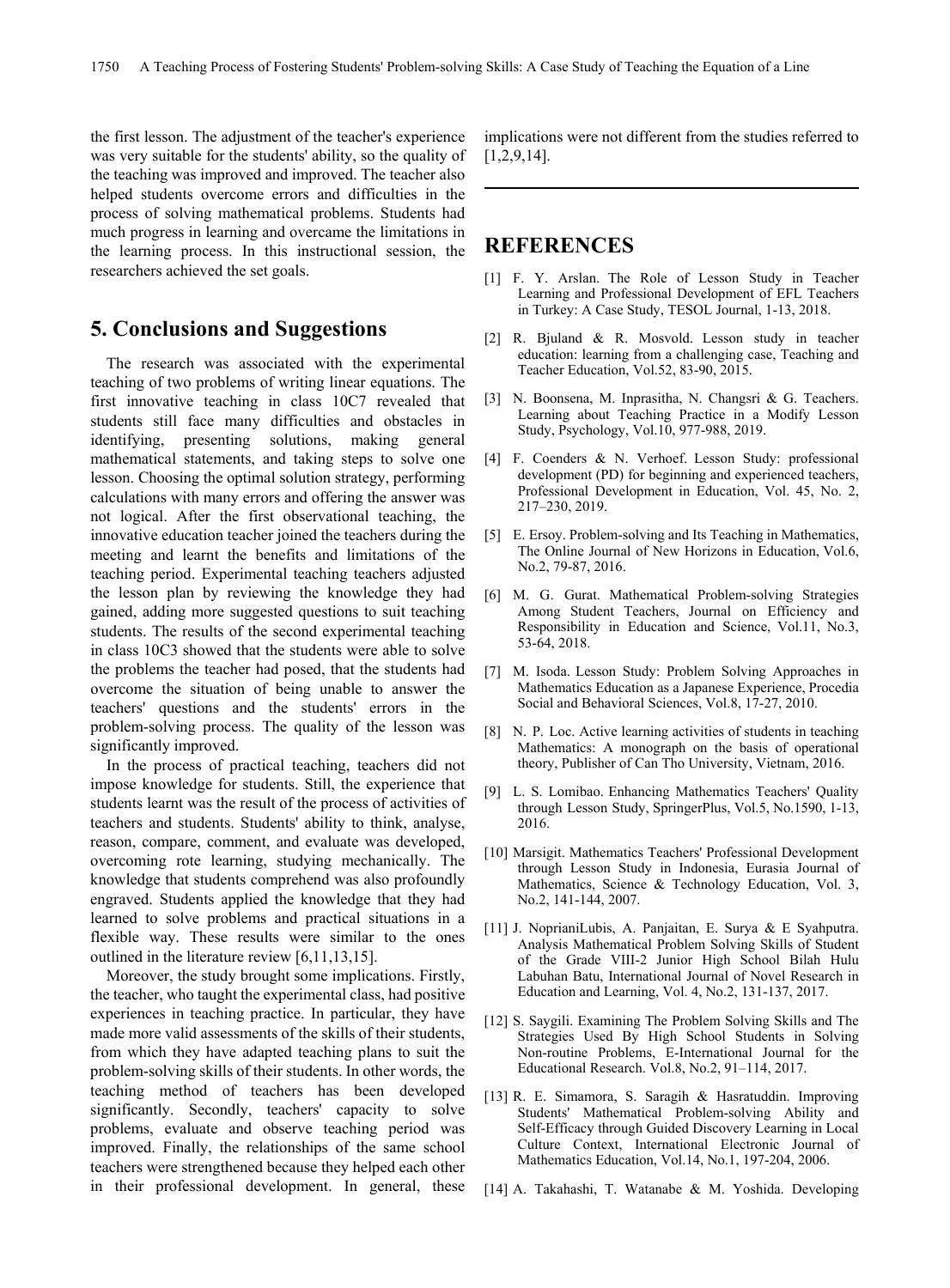the first lesson. The adjustment of the teacher's experience was very suitable for the students' ability, so the quality of the teaching was improved and improved. The teacher also helped students overcome errors and difficulties in the process of solving mathematical problems. Students had much progress in learning and overcame the limitations in the learning process. In this instructional session, the researchers achieved the set goals.

## 5. Conclusions and Suggestions

The research was associated with the experimental teaching of two problems of writing linear equations. The first innovative teaching in class 10C7 revealed that students still face many difficulties and obstacles in identifying, presenting solutions, making general mathematical statements, and taking steps to solve one lesson. Choosing the optimal solution strategy, performing calculations with many errors and offering the answer was not logical. After the first observational teaching, the innovative education teacher joined the teachers during the meeting and learnt the benefits and limitations of the teaching period. Experimental teaching teachers adjusted the lesson plan by reviewing the knowledge they had gained, adding more suggested questions to suit teaching students. The results of the second experimental teaching in class 10C3 showed that the students were able to solve the problems the teacher had posed, that the students had overcome the situation of being unable to answer the teachers' questions and the students' errors in the problem-solving process. The quality of the lesson was significantly improved.

In the process of practical teaching, teachers did not impose knowledge for students. Still, the experience that students learnt was the result of the process of activities of teachers and students. Students' ability to think, analyse, reason, compare, comment, and evaluate was developed, overcoming rote learning, studying mechanically. The knowledge that students comprehend was also profoundly engraved. Students applied the knowledge that they had learned to solve problems and practical situations in a flexible way. These results were similar to the ones outlined in the literature review [6,11,13,15].

Moreover, the study brought some implications. Firstly, the teacher, who taught the experimental class, had positive experiences in teaching practice. In particular, they have made more valid assessments of the skills of their students, from which they have adapted teaching plans to suit the problem-solving skills of their students. In other words, the teaching method of teachers has been developed significantly. Secondly, teachers' capacity to solve problems, evaluate and observe teaching period was improved. Finally, the relationships of the same school teachers were strengthened because they helped each other in their professional development. In general, these implications were not different from the studies referred to [1,2,9,14].

## REFERENCES

[1] F. Y. Arslan. The Role of Lesson Study in Teacher Learning and Professional Development of EFL Teachers in Turkey: A Case Study, TESOL Journal, 1-13, 2018.

[2] R. Bjuland & R. Mosvold. Lesson study in teacher education: learning from a challenging case, Teaching and Teacher Education, Vol.52, 83-90, 2015.

[3] N. Boonsena, M. Inprasitha, N. Changsri & G. Teachers. Learning about Teaching Practice in a Modify Lesson Study, Psychology, Vol.10, 977-988, 2019.

[4] F. Coenders & N. Verhoef. Lesson Study: professional development (PD) for beginning and experienced teachers, Professional Development in Education, Vol. 45, No. 2, 217–230, 2019.

[5] E. Ersoy. Problem-solving and Its Teaching in Mathematics, The Online Journal of New Horizons in Education, Vol.6, No.2, 79-87, 2016.

[6] M. G. Gurat. Mathematical Problem-solving Strategies Among Student Teachers, Journal on Efficiency and Responsibility in Education and Science, Vol.11, No.3, 53-64, 2018.

[7] M. Isoda. Lesson Study: Problem Solving Approaches in Mathematics Education as a Japanese Experience, Procedia Social and Behavioral Sciences, Vol.8, 17-27, 2010.

[8] N. P. Loc. Active learning activities of students in teaching Mathematics: A monograph on the basis of operational theory, Publisher of Can Tho University, Vietnam, 2016.

[9] L. S. Lomibao. Enhancing Mathematics Teachers' Quality through Lesson Study, SpringerPlus, Vol.5, No.1590, 1-13, 2016.

[10] Marsigit. Mathematics Teachers' Professional Development through Lesson Study in Indonesia, Eurasia Journal of Mathematics, Science & Technology Education, Vol. 3, No.2, 141-144, 2007.

[11] J. NoprianiLubis, A. Panjaitan, E. Surya & E Syahputra. Analysis Mathematical Problem Solving Skills of Student of the Grade VIII-2 Junior High School Bilah Hulu Labuhan Batu, International Journal of Novel Research in Education and Learning, Vol. 4, No.2, 131-137, 2017.

[12] S. Saygili. Examining The Problem Solving Skills and The Strategies Used By High School Students in Solving Non-routine Problems, E-International Journal for the Educational Research. Vol.8, No.2, 91–114, 2017.

[13] R. E. Simamora, S. Saragih & Hasratuddin. Improving Students' Mathematical Problem-solving Ability and Self-Efficacy through Guided Discovery Learning in Local Culture Context, International Electronic Journal of Mathematics Education, Vol.14, No.1, 197-204, 2006.

[14] A. Takahashi, T. Watanabe & M. Yoshida. Developing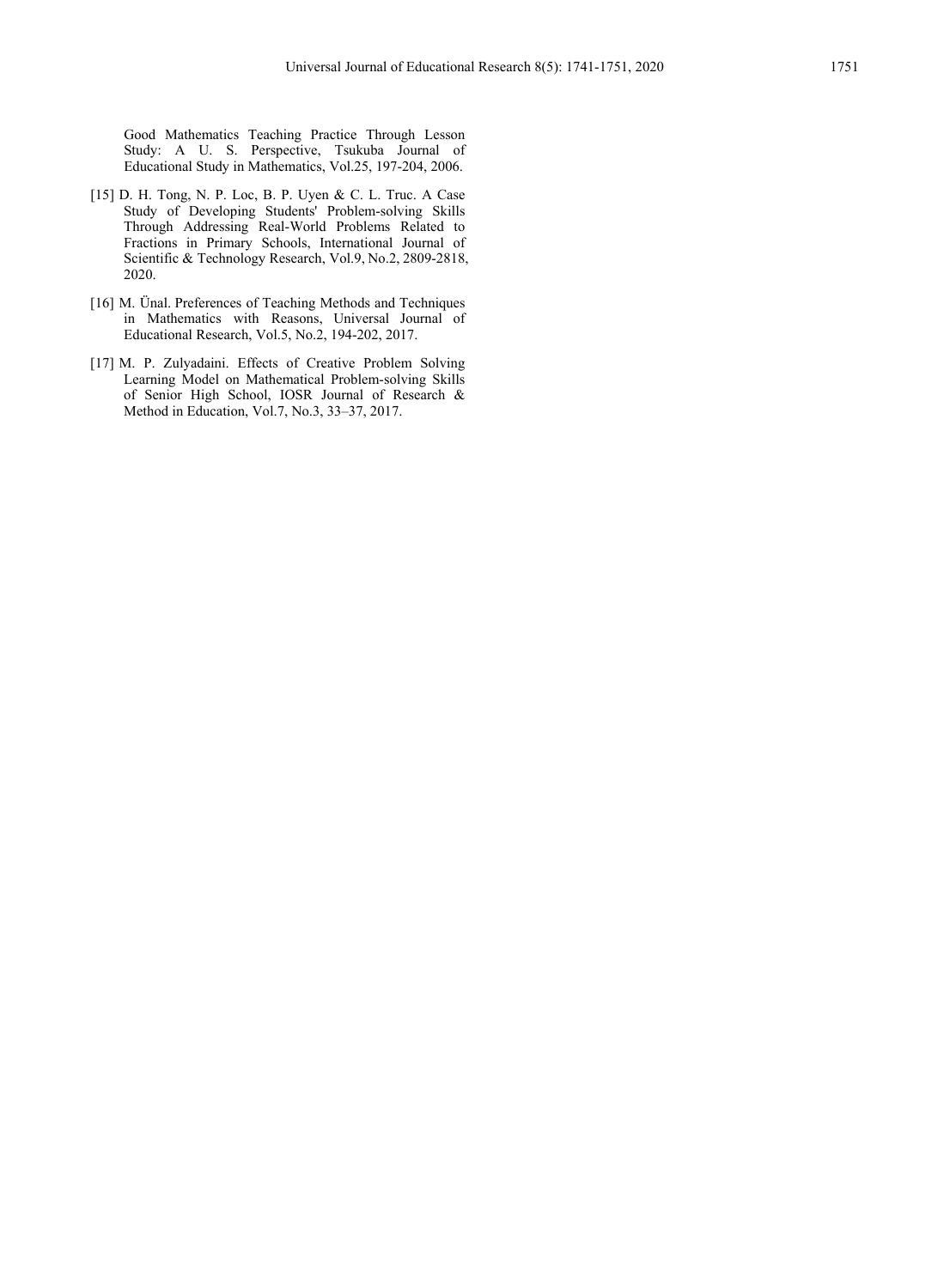Good Mathematics Teaching Practice Through Lesson Study: A U. S. Perspective, Tsukuba Journal of Educational Study in Mathematics, Vol.25, 197-204, 2006.

[15] D. H. Tong, N. P. Loc, B. P. Uyen & C. L. Truc. A Case Study of Developing Students' Problem-solving Skills Through Addressing Real-World Problems Related to Fractions in Primary Schools, International Journal of Scientific & Technology Research, Vol.9, No.2, 2809-2818, 2020.

[16] M. Ünal. Preferences of Teaching Methods and Techniques in Mathematics with Reasons, Universal Journal of Educational Research, Vol.5, No.2, 194-202, 2017.

[17] M. P. Zulyadaini. Effects of Creative Problem Solving Learning Model on Mathematical Problem-solving Skills of Senior High School, IOSR Journal of Research & Method in Education, Vol.7, No.3, 33–37, 2017.